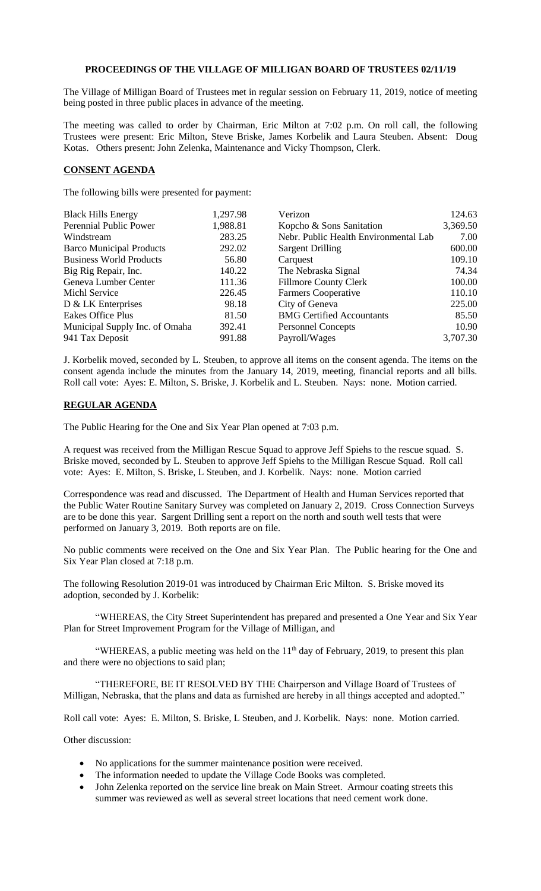# PROCEEDINGS OF THE VILLAGE OF MILLIGAN BOARD OF TRUSTEES 02/11/19

The Village of Milligan Board of Trustees met in regular session on February 11, 2019, notice of meeting being posted in three public places in advance of the meeting.

The meeting was called to order by Chairman, Eric Milton at 7:02 p.m. On roll call, the following Trustees were present: Eric Milton, Steve Briske, James Korbelik and Laura Steuben. Absent: Doug Kotas. Others present: John Zelenka, Maintenance and Vicky Thompson, Clerk.

## CONSENT AGENDA

The following bills were presented for payment:

| | | | |
|---|---|---|---|
| Black Hills Energy | 1,297.98 | Verizon | 124.63 |
| Perennial Public Power | 1,988.81 | Kopcho & Sons Sanitation | 3,369.50 |
| Windstream | 283.25 | Nebr. Public Health Environmental Lab | 7.00 |
| Barco Municipal Products | 292.02 | Sargent Drilling | 600.00 |
| Business World Products | 56.80 | Carquest | 109.10 |
| Big Rig Repair, Inc. | 140.22 | The Nebraska Signal | 74.34 |
| Geneva Lumber Center | 111.36 | Fillmore County Clerk | 100.00 |
| Michl Service | 226.45 | Farmers Cooperative | 110.10 |
| D & LK Enterprises | 98.18 | City of Geneva | 225.00 |
| Eakes Office Plus | 81.50 | BMG Certified Accountants | 85.50 |
| Municipal Supply Inc. of Omaha | 392.41 | Personnel Concepts | 10.90 |
| 941 Tax Deposit | 991.88 | Payroll/Wages | 3,707.30 |

J. Korbelik moved, seconded by L. Steuben, to approve all items on the consent agenda. The items on the consent agenda include the minutes from the January 14, 2019, meeting, financial reports and all bills. Roll call vote: Ayes: E. Milton, S. Briske, J. Korbelik and L. Steuben. Nays: none. Motion carried.

## REGULAR AGENDA

The Public Hearing for the One and Six Year Plan opened at 7:03 p.m.

A request was received from the Milligan Rescue Squad to approve Jeff Spiehs to the rescue squad. S. Briske moved, seconded by L. Steuben to approve Jeff Spiehs to the Milligan Rescue Squad. Roll call vote: Ayes: E. Milton, S. Briske, L Steuben, and J. Korbelik. Nays: none. Motion carried

Correspondence was read and discussed. The Department of Health and Human Services reported that the Public Water Routine Sanitary Survey was completed on January 2, 2019. Cross Connection Surveys are to be done this year. Sargent Drilling sent a report on the north and south well tests that were performed on January 3, 2019. Both reports are on file.

No public comments were received on the One and Six Year Plan. The Public hearing for the One and Six Year Plan closed at 7:18 p.m.

The following Resolution 2019-01 was introduced by Chairman Eric Milton. S. Briske moved its adoption, seconded by J. Korbelik:

"WHEREAS, the City Street Superintendent has prepared and presented a One Year and Six Year Plan for Street Improvement Program for the Village of Milligan, and

"WHEREAS, a public meeting was held on the 11th day of February, 2019, to present this plan and there were no objections to said plan;

"THEREFORE, BE IT RESOLVED BY THE Chairperson and Village Board of Trustees of Milligan, Nebraska, that the plans and data as furnished are hereby in all things accepted and adopted."

Roll call vote: Ayes: E. Milton, S. Briske, L Steuben, and J. Korbelik. Nays: none. Motion carried.

Other discussion:

- No applications for the summer maintenance position were received.
- The information needed to update the Village Code Books was completed.
- John Zelenka reported on the service line break on Main Street. Armour coating streets this summer was reviewed as well as several street locations that need cement work done.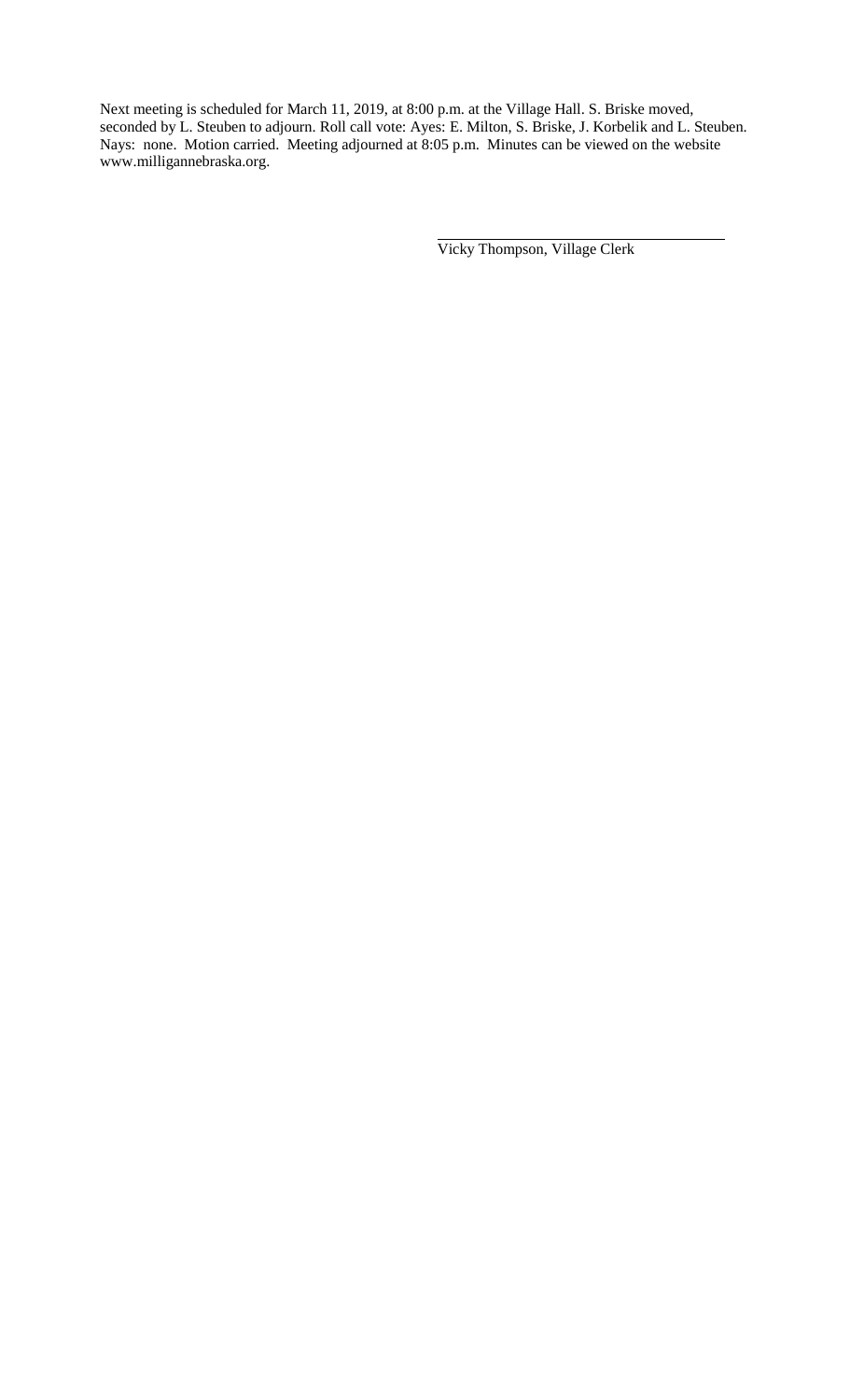Next meeting is scheduled for March 11, 2019, at 8:00 p.m. at the Village Hall. S. Briske moved, seconded by L. Steuben to adjourn. Roll call vote: Ayes: E. Milton, S. Briske, J. Korbelik and L. Steuben. Nays: none. Motion carried. Meeting adjourned at 8:05 p.m. Minutes can be viewed on the website www.millignanebraska.org.

\_\_\_\_\_\_\_\_\_\_\_\_\_\_\_\_\_\_\_\_\_\_\_\_\_\_\_\_\_\_\_\_\_\_\_\_

Vicky Thompson, Village Clerk